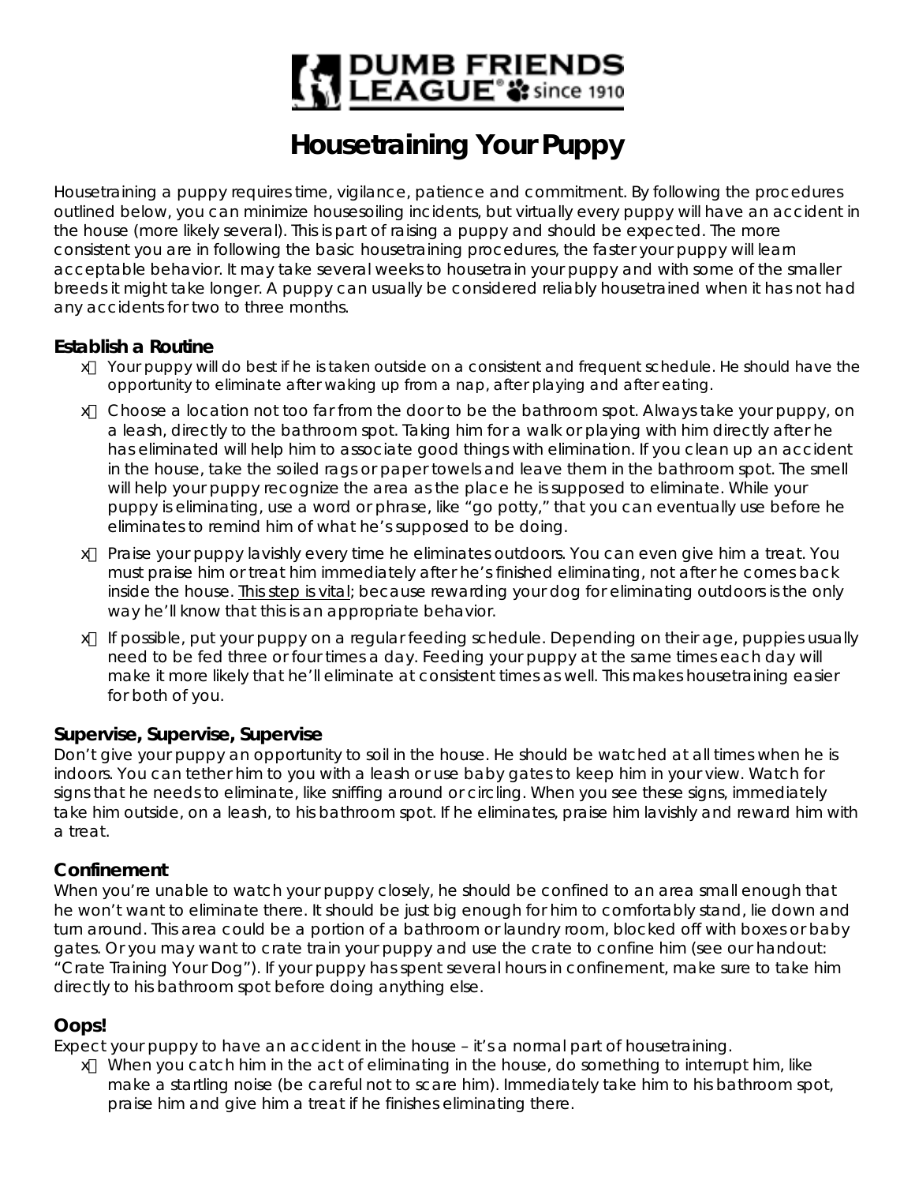# Housetraining Your Puppy

Housetraining a puppy requires time, vigilance, patience and commitment. By following the procedures outlined below, you can minimize housesoiling incidents, but virtually every puppy will have an accident in the house (more likely several). This is part of raising a puppy and should be expected. The more consistent you are in following the basic housetraining procedures, the faster your puppy will learn acceptable behavior. It may take several weeks to housetrain your puppy and with some of the smaller breeds it might take longer. A puppy can usually be considered reliably housetrained when it has not had any accidents for two to three months.

## Establish a Routine

- Your puppy will do best if he is taken outside on a consistent and frequent schedule. He should have the opportunity to eliminate after waking up from a nap, after playing and after eating.
- Choose a location not too far from the door to be the bathroom spot. Always take your puppy, on a leash, directly to the bathroom spot. Taking him for a walk or playing with him directly after he has eliminated will help him to associate good things with elimination. If you clean up an accident in the house, take the soiled rags or paper towels and leave them in the bathroom spot. The smell will help your puppy recognize the area as the place he is supposed to eliminate. While your puppy is eliminating, use a word or phrase, like "go potty," that you can eventually use before he eliminates to remind him of what he's supposed to be doing.
- Praise your puppy lavishly every time he eliminates outdoors. You can even give him a treat. You must praise him or treat him immediately after he's finished eliminating, not after he comes back inside the house. <u>This step is vital</u>; because rewarding your dog for eliminating outdoors is the only way he'll know that this is an appropriate behavior.
- If possible, put your puppy on a regular feeding schedule. Depending on their age, puppies usually need to be fed three or four times a day. Feeding your puppy at the same times each day will make it more likely that he'll eliminate at consistent times as well. This makes housetraining easier for both of you.

## Supervise, Supervise, Supervise

Don't give your puppy an opportunity to soil in the house. He should be watched at all times when he is indoors. You can tether him to you with a leash or use baby gates to keep him in your view. Watch for signs that he needs to eliminate, like sniffing around or circling. When you see these signs, immediately take him outside, on a leash, to his bathroom spot. If he eliminates, praise him lavishly and reward him with a treat.

## Confinement

When you're unable to watch your puppy closely, he should be confined to an area small enough that he won't want to eliminate there. It should be just big enough for him to comfortably stand, lie down and turn around. This area could be a portion of a bathroom or laundry room, blocked off with boxes or baby gates. Or you may want to crate train your puppy and use the crate to confine him (see our handout: "Crate Training Your Dog"). If your puppy has spent several hours in confinement, make sure to take him directly to his bathroom spot before doing anything else.

## Oops!

Expect your puppy to have an accident in the house – it's a normal part of housetraining.

- When you catch him in the act of eliminating in the house, do something to interrupt him, like make a startling noise (be careful not to scare him). Immediately take him to his bathroom spot, praise him and give him a treat if he finishes eliminating there.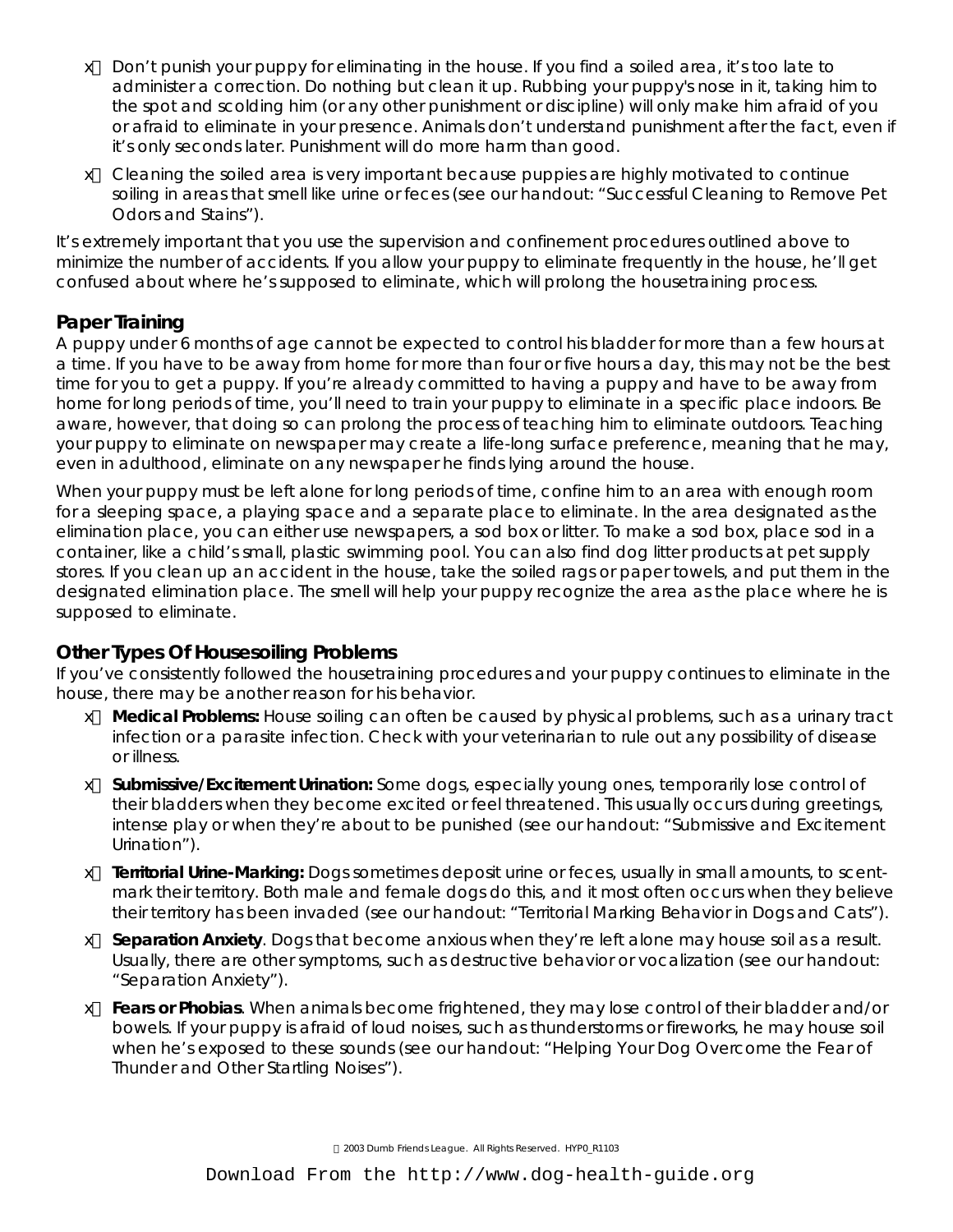- Don't punish your puppy for eliminating in the house. If you find a soiled area, it's too late to administer a correction. Do nothing but clean it up. Rubbing your puppy's nose in it, taking him to the spot and scolding him (or any other punishment or discipline) will only make him afraid of you or afraid to eliminate in your presence. Animals don't understand punishment after the fact, even if it's only seconds later. Punishment will do more harm than good.
- Cleaning the soiled area is very important because puppies are highly motivated to continue soiling in areas that smell like urine or feces (see our handout: "Successful Cleaning to Remove Pet Odors and Stains").

It's extremely important that you use the supervision and confinement procedures outlined above to minimize the number of accidents. If you allow your puppy to eliminate frequently in the house, he'll get confused about where he's supposed to eliminate, which will prolong the housetraining process.

## Paper Training

A puppy under 6 months of age cannot be expected to control his bladder for more than a few hours at a time. If you have to be away from home for more than four or five hours a day, this may not be the best time for you to get a puppy. If you're already committed to having a puppy and have to be away from home for long periods of time, you'll need to train your puppy to eliminate in a specific place indoors. Be aware, however, that doing so can prolong the process of teaching him to eliminate outdoors. Teaching your puppy to eliminate on newspaper may create a life-long surface preference, meaning that he may, even in adulthood, eliminate on any newspaper he finds lying around the house.

When your puppy must be left alone for long periods of time, confine him to an area with enough room for a sleeping space, a playing space and a separate place to eliminate. In the area designated as the elimination place, you can either use newspapers, a sod box or litter. To make a sod box, place sod in a container, like a child's small, plastic swimming pool. You can also find dog litter products at pet supply stores. If you clean up an accident in the house, take the soiled rags or paper towels, and put them in the designated elimination place. The smell will help your puppy recognize the area as the place where he is supposed to eliminate.

## Other Types Of Housesoiling Problems

If you've consistently followed the housetraining procedures and your puppy continues to eliminate in the house, there may be another reason for his behavior.

- **Medical Problems:** House soiling can often be caused by physical problems, such as a urinary tract infection or a parasite infection. Check with your veterinarian to rule out any possibility of disease or illness.
- **Submissive/Excitement Urination:** Some dogs, especially young ones, temporarily lose control of their bladders when they become excited or feel threatened. This usually occurs during greetings, intense play or when they're about to be punished (see our handout: "Submissive and Excitement Urination").
- **Territorial Urine-Marking:** Dogs sometimes deposit urine or feces, usually in small amounts, to scent-mark their territory. Both male and female dogs do this, and it most often occurs when they believe their territory has been invaded (see our handout: "Territorial Marking Behavior in Dogs and Cats").
- **Separation Anxiety**. Dogs that become anxious when they're left alone may house soil as a result. Usually, there are other symptoms, such as destructive behavior or vocalization (see our handout: "Separation Anxiety").
- **Fears or Phobias**. When animals become frightened, they may lose control of their bladder and/or bowels. If your puppy is afraid of loud noises, such as thunderstorms or fireworks, he may house soil when he's exposed to these sounds (see our handout: "Helping Your Dog Overcome the Fear of Thunder and Other Startling Noises").

© 2003 Dumb Friends League. All Rights Reserved. HYP0_R1103

Download From the http://www.dog-health-guide.org